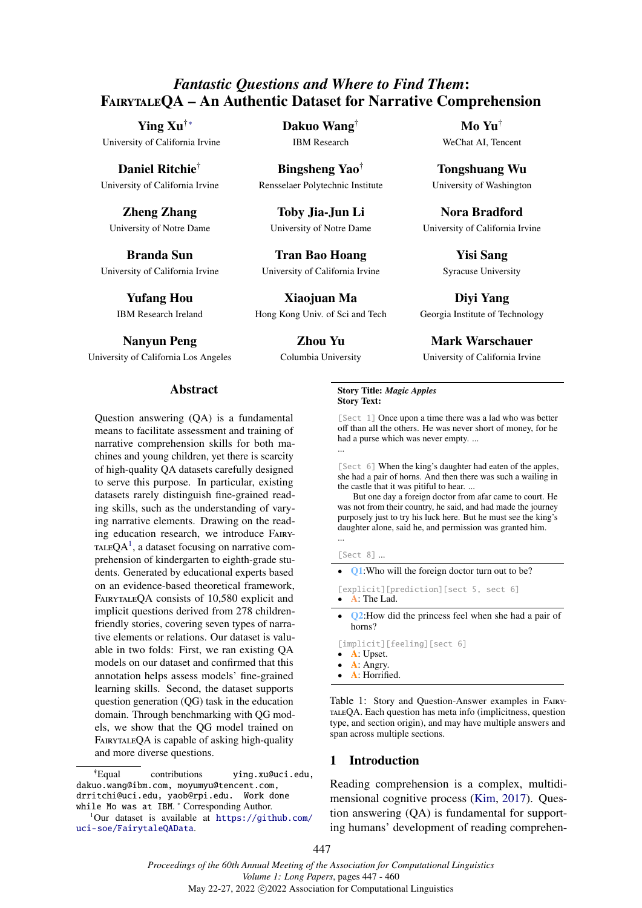# *Fantastic Questions and Where to Find Them*: FairytaleQA – An Authentic Dataset for Narrative Comprehension

**Ying Xu**[†*] University of California Irvine

**Dakuo Wang**[†] IBM Research

**Mo Yu**[†] WeChat AI, Tencent

**Daniel Ritchie**[†] University of California Irvine

**Bingsheng Yao**[†] Rensselaer Polytechnic Institute

**Tongshuang Wu** University of Washington

**Zheng Zhang** University of Notre Dame

**Toby Jia-Jun Li** University of Notre Dame

**Nora Bradford** University of California Irvine

**Branda Sun** University of California Irvine

**Tran Bao Hoang** University of California Irvine

**Yisi Sang** Syracuse University

**Yufang Hou** IBM Research Ireland

**Xiaojuan Ma** Hong Kong Univ. of Sci and Tech

**Diyi Yang** Georgia Institute of Technology

**Nanyun Peng** University of California Los Angeles

**Zhou Yu** Columbia University

**Mark Warschauer** University of California Irvine

## Abstract

Question answering (QA) is a fundamental means to facilitate assessment and training of narrative comprehension skills for both machines and young children, yet there is scarcity of high-quality QA datasets carefully designed to serve this purpose. In particular, existing datasets rarely distinguish fine-grained reading skills, such as the understanding of varying narrative elements. Drawing on the reading education research, we introduce FairytaleQA[1], a dataset focusing on narrative comprehension of kindergarten to eighth-grade students. Generated by educational experts based on an evidence-based theoretical framework, FairytaleQA consists of 10,580 explicit and implicit questions derived from 278 children-friendly stories, covering seven types of narrative elements or relations. Our dataset is valuable in two folds: First, we ran existing QA models on our dataset and confirmed that this annotation helps assess models' fine-grained learning skills. Second, the dataset supports question generation (QG) task in the education domain. Through benchmarking with QG models, we show that the QG model trained on FairytaleQA is capable of asking high-quality and more diverse questions.

---

**Story Title:** *Magic Apples*
**Story Text:**

[Sect 1] Once upon a time there was a lad who was better off than all the others. He was never short of money, for he had a purse which was never empty. ...
...

[Sect 6] When the king's daughter had eaten of the apples, she had a pair of horns. And then there was such a wailing in the castle that it was pitiful to hear. ...
But one day a foreign doctor from afar came to court. He was not from their country, he said, and had made the journey purposely just to try his luck here. But he must see the king's daughter alone, said he, and permission was granted him.
...

[Sect 8] ...

---

- Q1:Who will the foreign doctor turn out to be?

[explicit][prediction][sect 5, sect 6]
- A: The Lad.

---

- Q2:How did the princess feel when she had a pair of horns?

[implicit][feeling][sect 6]
- A: Upset.
- A: Angry.
- A: Horrified.

---

Table 1: Story and Question-Answer examples in FairytaleQA. Each question has meta info (implicitness, question type, and section origin), and may have multiple answers and span across multiple sections.

## 1 Introduction

Reading comprehension is a complex, multidimensional cognitive process (Kim, 2017). Question answering (QA) is fundamental for supporting humans' development of reading comprehen-

---

[†]Equal contributions ying.xu@uci.edu, dakuo.wang@ibm.com, moyumyu@tencent.com, drritchi@uci.edu, yaob@rpi.edu. Work done while Mo was at IBM. [*] Corresponding Author.

[1]Our dataset is available at https://github.com/uci-soe/FairytaleQAData.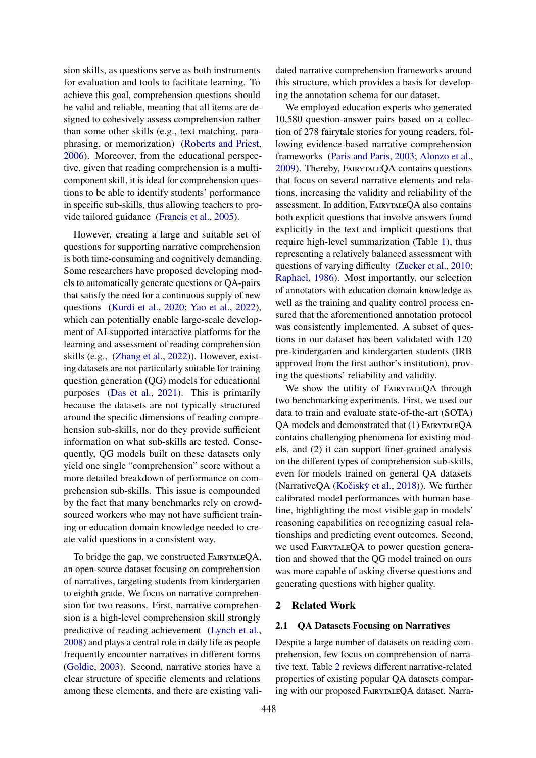sion skills, as questions serve as both instruments for evaluation and tools to facilitate learning. To achieve this goal, comprehension questions should be valid and reliable, meaning that all items are designed to cohesively assess comprehension rather than some other skills (e.g., text matching, paraphrasing, or memorization) (Roberts and Priest, 2006). Moreover, from the educational perspective, given that reading comprehension is a multi-component skill, it is ideal for comprehension questions to be able to identify students' performance in specific sub-skills, thus allowing teachers to provide tailored guidance (Francis et al., 2005).

However, creating a large and suitable set of questions for supporting narrative comprehension is both time-consuming and cognitively demanding. Some researchers have proposed developing models to automatically generate questions or QA-pairs that satisfy the need for a continuous supply of new questions (Kurdi et al., 2020; Yao et al., 2022), which can potentially enable large-scale development of AI-supported interactive platforms for the learning and assessment of reading comprehension skills (e.g., (Zhang et al., 2022)). However, existing datasets are not particularly suitable for training question generation (QG) models for educational purposes (Das et al., 2021). This is primarily because the datasets are not typically structured around the specific dimensions of reading comprehension sub-skills, nor do they provide sufficient information on what sub-skills are tested. Consequently, QG models built on these datasets only yield one single "comprehension" score without a more detailed breakdown of performance on comprehension sub-skills. This issue is compounded by the fact that many benchmarks rely on crowd-sourced workers who may not have sufficient training or education domain knowledge needed to create valid questions in a consistent way.

To bridge the gap, we constructed FairytaleQA, an open-source dataset focusing on comprehension of narratives, targeting students from kindergarten to eighth grade. We focus on narrative comprehension for two reasons. First, narrative comprehension is a high-level comprehension skill strongly predictive of reading achievement (Lynch et al., 2008) and plays a central role in daily life as people frequently encounter narratives in different forms (Goldie, 2003). Second, narrative stories have a clear structure of specific elements and relations among these elements, and there are existing validated narrative comprehension frameworks around this structure, which provides a basis for developing the annotation schema for our dataset.

We employed education experts who generated 10,580 question-answer pairs based on a collection of 278 fairytale stories for young readers, following evidence-based narrative comprehension frameworks (Paris and Paris, 2003; Alonzo et al., 2009). Thereby, FairytaleQA contains questions that focus on several narrative elements and relations, increasing the validity and reliability of the assessment. In addition, FairytaleQA also contains both explicit questions that involve answers found explicitly in the text and implicit questions that require high-level summarization (Table 1), thus representing a relatively balanced assessment with questions of varying difficulty (Zucker et al., 2010; Raphael, 1986). Most importantly, our selection of annotators with education domain knowledge as well as the training and quality control process ensured that the aforementioned annotation protocol was consistently implemented. A subset of questions in our dataset has been validated with 120 pre-kindergarten and kindergarten students (IRB approved from the first author's institution), proving the questions' reliability and validity.

We show the utility of FairytaleQA through two benchmarking experiments. First, we used our data to train and evaluate state-of-the-art (SOTA) QA models and demonstrated that (1) FairytaleQA contains challenging phenomena for existing models, and (2) it can support finer-grained analysis on the different types of comprehension sub-skills, even for models trained on general QA datasets (NarrativeQA (Kočiský et al., 2018)). We further calibrated model performances with human baseline, highlighting the most visible gap in models' reasoning capabilities on recognizing casual relationships and predicting event outcomes. Second, we used FairytaleQA to power question generation and showed that the QG model trained on ours was more capable of asking diverse questions and generating questions with higher quality.

## 2 Related Work

### 2.1 QA Datasets Focusing on Narratives

Despite a large number of datasets on reading comprehension, few focus on comprehension of narrative text. Table 2 reviews different narrative-related properties of existing popular QA datasets comparing with our proposed FairytaleQA dataset. Narra-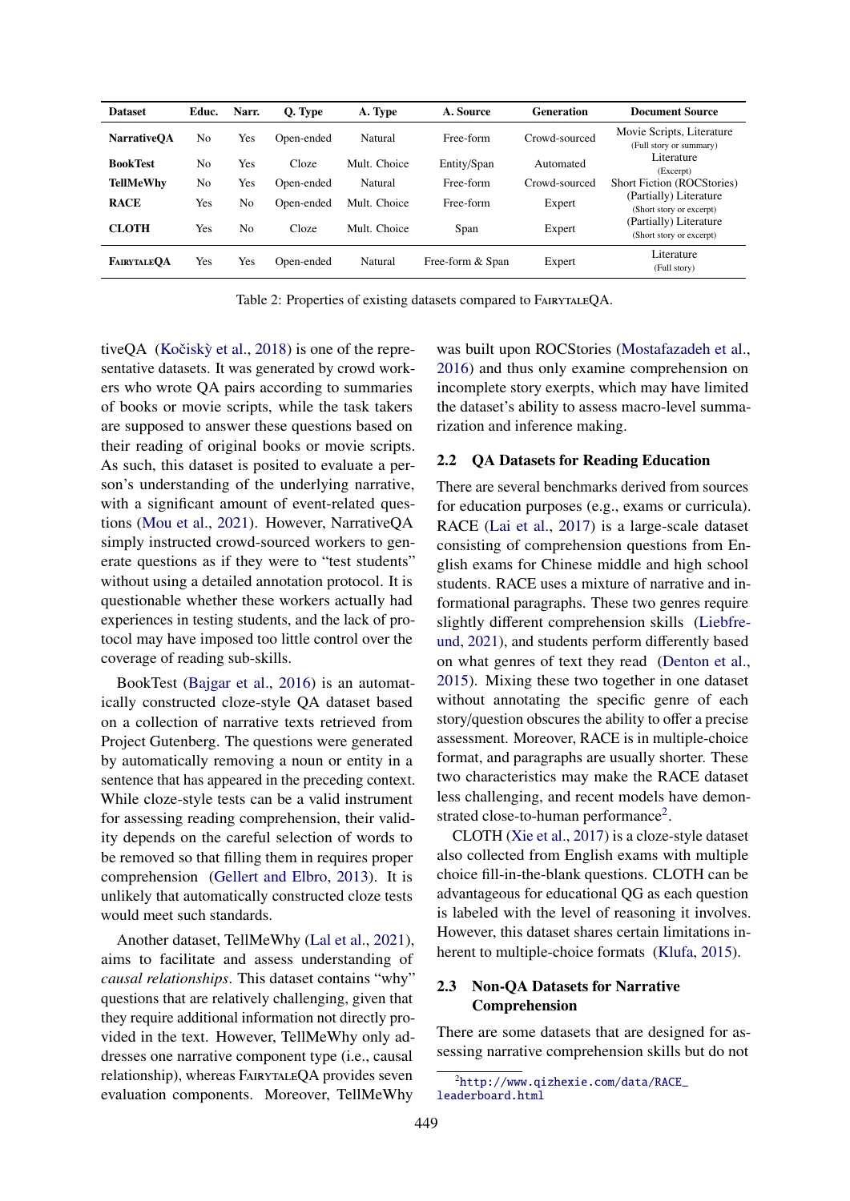| Dataset | Educ. | Narr. | Q. Type | A. Type | A. Source | Generation | Document Source |
|---|---|---|---|---|---|---|---|
| **NarrativeQA** | No | Yes | Open-ended | Natural | Free-form | Crowd-sourced | Movie Scripts, Literature (Full story or summary) |
| **BookTest** | No | Yes | Cloze | Mult. Choice | Entity/Span | Automated | Literature (Excerpt) |
| **TellMeWhy** | No | Yes | Open-ended | Natural | Free-form | Crowd-sourced | Short Fiction (ROCStories) |
| **RACE** | Yes | No | Open-ended | Mult. Choice | Free-form | Expert | (Partially) Literature (Short story or excerpt) |
| **CLOTH** | Yes | No | Cloze | Mult. Choice | Span | Expert | (Partially) Literature (Short story or excerpt) |
| **FairytaleQA** | Yes | Yes | Open-ended | Natural | Free-form & Span | Expert | Literature (Full story) |

Table 2: Properties of existing datasets compared to FairytaleQA.

tiveQA (Kočiskỳ et al., 2018) is one of the representative datasets. It was generated by crowd workers who wrote QA pairs according to summaries of books or movie scripts, while the task takers are supposed to answer these questions based on their reading of original books or movie scripts. As such, this dataset is posited to evaluate a person's understanding of the underlying narrative, with a significant amount of event-related questions (Mou et al., 2021). However, NarrativeQA simply instructed crowd-sourced workers to generate questions as if they were to "test students" without using a detailed annotation protocol. It is questionable whether these workers actually had experiences in testing students, and the lack of protocol may have imposed too little control over the coverage of reading sub-skills.

BookTest (Bajgar et al., 2016) is an automatically constructed cloze-style QA dataset based on a collection of narrative texts retrieved from Project Gutenberg. The questions were generated by automatically removing a noun or entity in a sentence that has appeared in the preceding context. While cloze-style tests can be a valid instrument for assessing reading comprehension, their validity depends on the careful selection of words to be removed so that filling them in requires proper comprehension (Gellert and Elbro, 2013). It is unlikely that automatically constructed cloze tests would meet such standards.

Another dataset, TellMeWhy (Lal et al., 2021), aims to facilitate and assess understanding of *causal relationships*. This dataset contains "why" questions that are relatively challenging, given that they require additional information not directly provided in the text. However, TellMeWhy only addresses one narrative component type (i.e., causal relationship), whereas FairytaleQA provides seven evaluation components. Moreover, TellMeWhy was built upon ROCStories (Mostafazadeh et al., 2016) and thus only examine comprehension on incomplete story exerpts, which may have limited the dataset's ability to assess macro-level summarization and inference making.

## 2.2 QA Datasets for Reading Education

There are several benchmarks derived from sources for education purposes (e.g., exams or curricula). RACE (Lai et al., 2017) is a large-scale dataset consisting of comprehension questions from English exams for Chinese middle and high school students. RACE uses a mixture of narrative and informational paragraphs. These two genres require slightly different comprehension skills (Liebfreund, 2021), and students perform differently based on what genres of text they read (Denton et al., 2015). Mixing these two together in one dataset without annotating the specific genre of each story/question obscures the ability to offer a precise assessment. Moreover, RACE is in multiple-choice format, and paragraphs are usually shorter. These two characteristics may make the RACE dataset less challenging, and recent models have demonstrated close-to-human performance[2].

CLOTH (Xie et al., 2017) is a cloze-style dataset also collected from English exams with multiple choice fill-in-the-blank questions. CLOTH can be advantageous for educational QG as each question is labeled with the level of reasoning it involves. However, this dataset shares certain limitations inherent to multiple-choice formats (Klufa, 2015).

## 2.3 Non-QA Datasets for Narrative Comprehension

There are some datasets that are designed for assessing narrative comprehension skills but do not

[2]http://www.qizhexie.com/data/RACE_leaderboard.html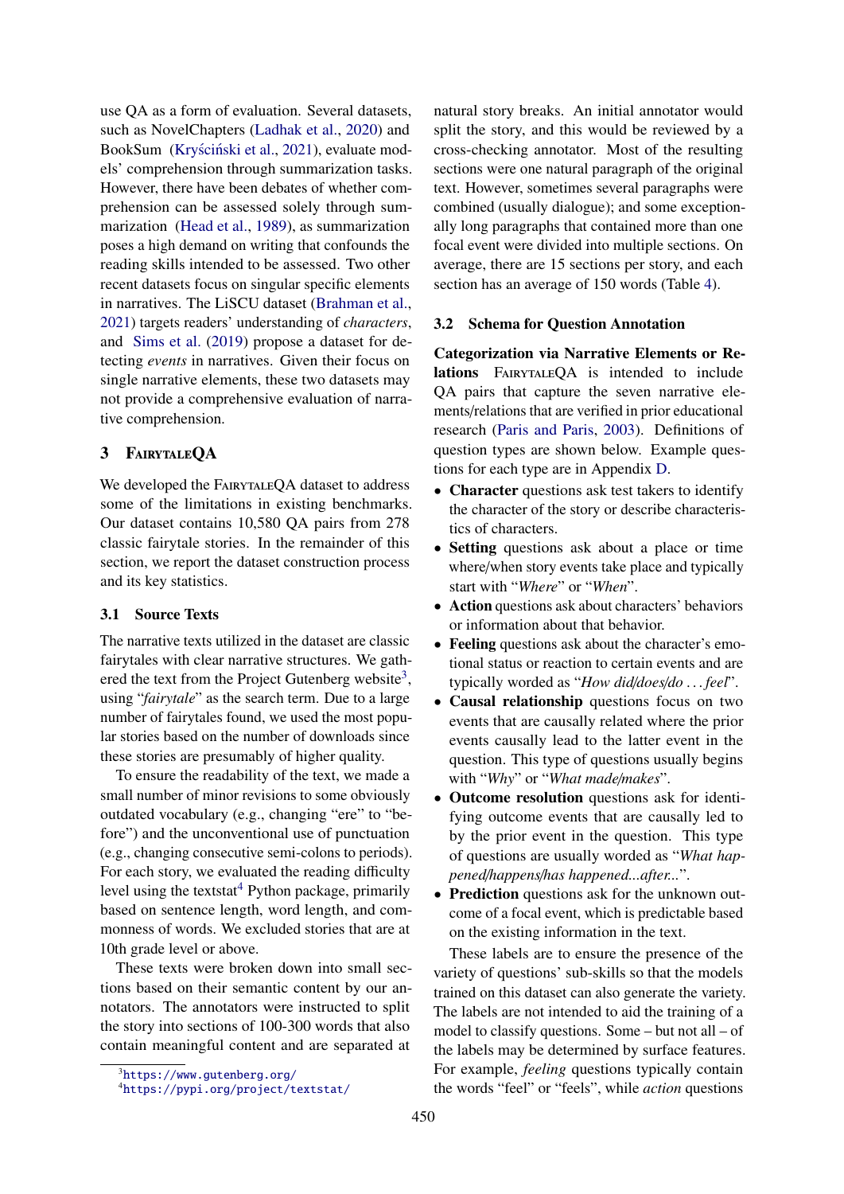use QA as a form of evaluation. Several datasets, such as NovelChapters (Ladhak et al., 2020) and BookSum (Kryściński et al., 2021), evaluate models' comprehension through summarization tasks. However, there have been debates of whether comprehension can be assessed solely through summarization (Head et al., 1989), as summarization poses a high demand on writing that confounds the reading skills intended to be assessed. Two other recent datasets focus on singular specific elements in narratives. The LiSCU dataset (Brahman et al., 2021) targets readers' understanding of *characters*, and Sims et al. (2019) propose a dataset for detecting *events* in narratives. Given their focus on single narrative elements, these two datasets may not provide a comprehensive evaluation of narrative comprehension.

## 3 FairytaleQA

We developed the FairytaleQA dataset to address some of the limitations in existing benchmarks. Our dataset contains 10,580 QA pairs from 278 classic fairytale stories. In the remainder of this section, we report the dataset construction process and its key statistics.

### 3.1 Source Texts

The narrative texts utilized in the dataset are classic fairytales with clear narrative structures. We gathered the text from the Project Gutenberg website[3], using "*fairytale*" as the search term. Due to a large number of fairytales found, we used the most popular stories based on the number of downloads since these stories are presumably of higher quality.

To ensure the readability of the text, we made a small number of minor revisions to some obviously outdated vocabulary (e.g., changing "ere" to "before") and the unconventional use of punctuation (e.g., changing consecutive semi-colons to periods). For each story, we evaluated the reading difficulty level using the textstat[4] Python package, primarily based on sentence length, word length, and commonness of words. We excluded stories that are at 10th grade level or above.

These texts were broken down into small sections based on their semantic content by our annotators. The annotators were instructed to split the story into sections of 100-300 words that also contain meaningful content and are separated at natural story breaks. An initial annotator would split the story, and this would be reviewed by a cross-checking annotator. Most of the resulting sections were one natural paragraph of the original text. However, sometimes several paragraphs were combined (usually dialogue); and some exceptionally long paragraphs that contained more than one focal event were divided into multiple sections. On average, there are 15 sections per story, and each section has an average of 150 words (Table 4).

### 3.2 Schema for Question Annotation

**Categorization via Narrative Elements or Relations** FairytaleQA is intended to include QA pairs that capture the seven narrative elements/relations that are verified in prior educational research (Paris and Paris, 2003). Definitions of question types are shown below. Example questions for each type are in Appendix D.

- **Character** questions ask test takers to identify the character of the story or describe characteristics of characters.
- **Setting** questions ask about a place or time where/when story events take place and typically start with "*Where*" or "*When*".
- **Action** questions ask about characters' behaviors or information about that behavior.
- **Feeling** questions ask about the character's emotional status or reaction to certain events and are typically worded as "*How did/does/do . . . feel*".
- **Causal relationship** questions focus on two events that are causally related where the prior events causally lead to the latter event in the question. This type of questions usually begins with "*Why*" or "*What made/makes*".
- **Outcome resolution** questions ask for identifying outcome events that are causally led to by the prior event in the question. This type of questions are usually worded as "*What happened/happens/has happened...after...*".
- **Prediction** questions ask for the unknown outcome of a focal event, which is predictable based on the existing information in the text.

These labels are to ensure the presence of the variety of questions' sub-skills so that the models trained on this dataset can also generate the variety. The labels are not intended to aid the training of a model to classify questions. Some – but not all – of the labels may be determined by surface features. For example, *feeling* questions typically contain the words "feel" or "feels", while *action* questions

[3]https://www.gutenberg.org/
[4]https://pypi.org/project/textstat/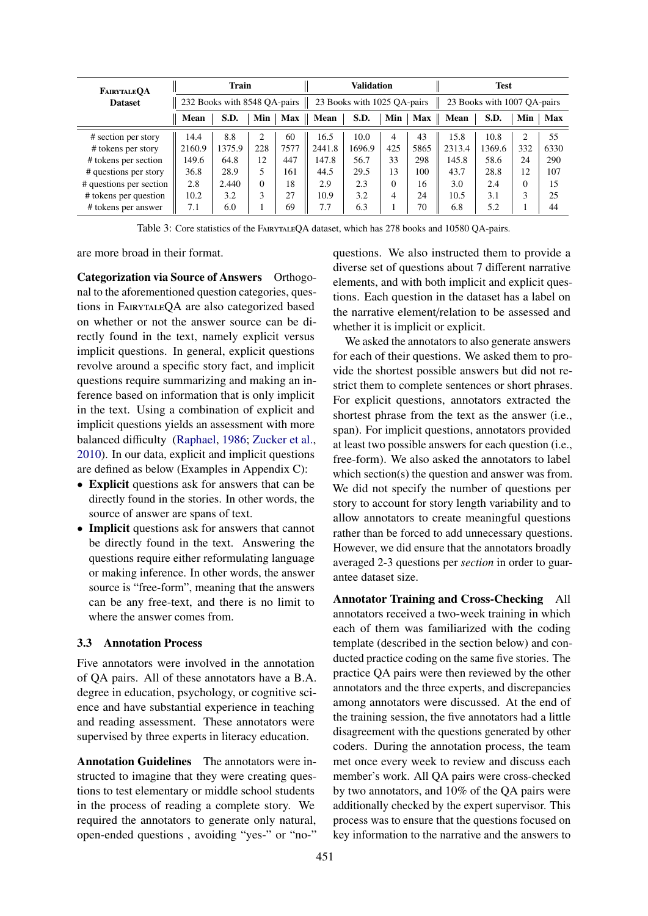| FairytaleQA Dataset | Train | | | | Validation | | | | Test | | | |
|---|---|---|---|---|---|---|---|---|---|---|---|---|
| | 232 Books with 8548 QA-pairs | | | | 23 Books with 1025 QA-pairs | | | | 23 Books with 1007 QA-pairs | | | |
| | Mean | S.D. | Min | Max | Mean | S.D. | Min | Max | Mean | S.D. | Min | Max |
| # section per story | 14.4 | 8.8 | 2 | 60 | 16.5 | 10.0 | 4 | 43 | 15.8 | 10.8 | 2 | 55 |
| # tokens per story | 2160.9 | 1375.9 | 228 | 7577 | 2441.8 | 1696.9 | 425 | 5865 | 2313.4 | 1369.6 | 332 | 6330 |
| # tokens per section | 149.6 | 64.8 | 12 | 447 | 147.8 | 56.7 | 33 | 298 | 145.8 | 58.6 | 24 | 290 |
| # questions per story | 36.8 | 28.9 | 5 | 161 | 44.5 | 29.5 | 13 | 100 | 43.7 | 28.8 | 12 | 107 |
| # questions per section | 2.8 | 2.440 | 0 | 18 | 2.9 | 2.3 | 0 | 16 | 3.0 | 2.4 | 0 | 15 |
| # tokens per question | 10.2 | 3.2 | 3 | 27 | 10.9 | 3.2 | 4 | 24 | 10.5 | 3.1 | 3 | 25 |
| # tokens per answer | 7.1 | 6.0 | 1 | 69 | 7.7 | 6.3 | 1 | 70 | 6.8 | 5.2 | 1 | 44 |

Table 3: Core statistics of the FairytaleQA dataset, which has 278 books and 10580 QA-pairs.

are more broad in their format.

**Categorization via Source of Answers** Orthogonal to the aforementioned question categories, questions in FairytaleQA are also categorized based on whether or not the answer source can be directly found in the text, namely explicit versus implicit questions. In general, explicit questions revolve around a specific story fact, and implicit questions require summarizing and making an inference based on information that is only implicit in the text. Using a combination of explicit and implicit questions yields an assessment with more balanced difficulty (Raphael, 1986; Zucker et al., 2010). In our data, explicit and implicit questions are defined as below (Examples in Appendix C):

- **Explicit** questions ask for answers that can be directly found in the stories. In other words, the source of answer are spans of text.
- **Implicit** questions ask for answers that cannot be directly found in the text. Answering the questions require either reformulating language or making inference. In other words, the answer source is "free-form", meaning that the answers can be any free-text, and there is no limit to where the answer comes from.

### 3.3 Annotation Process

Five annotators were involved in the annotation of QA pairs. All of these annotators have a B.A. degree in education, psychology, or cognitive science and have substantial experience in teaching and reading assessment. These annotators were supervised by three experts in literacy education.

**Annotation Guidelines** The annotators were instructed to imagine that they were creating questions to test elementary or middle school students in the process of reading a complete story. We required the annotators to generate only natural, open-ended questions , avoiding "yes-" or "no-" questions. We also instructed them to provide a diverse set of questions about 7 different narrative elements, and with both implicit and explicit questions. Each question in the dataset has a label on the narrative element/relation to be assessed and whether it is implicit or explicit.

We asked the annotators to also generate answers for each of their questions. We asked them to provide the shortest possible answers but did not restrict them to complete sentences or short phrases. For explicit questions, annotators extracted the shortest phrase from the text as the answer (i.e., span). For implicit questions, annotators provided at least two possible answers for each question (i.e., free-form). We also asked the annotators to label which section(s) the question and answer was from. We did not specify the number of questions per story to account for story length variability and to allow annotators to create meaningful questions rather than be forced to add unnecessary questions. However, we did ensure that the annotators broadly averaged 2-3 questions per *section* in order to guarantee dataset size.

**Annotator Training and Cross-Checking** All annotators received a two-week training in which each of them was familiarized with the coding template (described in the section below) and conducted practice coding on the same five stories. The practice QA pairs were then reviewed by the other annotators and the three experts, and discrepancies among annotators were discussed. At the end of the training session, the five annotators had a little disagreement with the questions generated by other coders. During the annotation process, the team met once every week to review and discuss each member's work. All QA pairs were cross-checked by two annotators, and 10% of the QA pairs were additionally checked by the expert supervisor. This process was to ensure that the questions focused on key information to the narrative and the answers to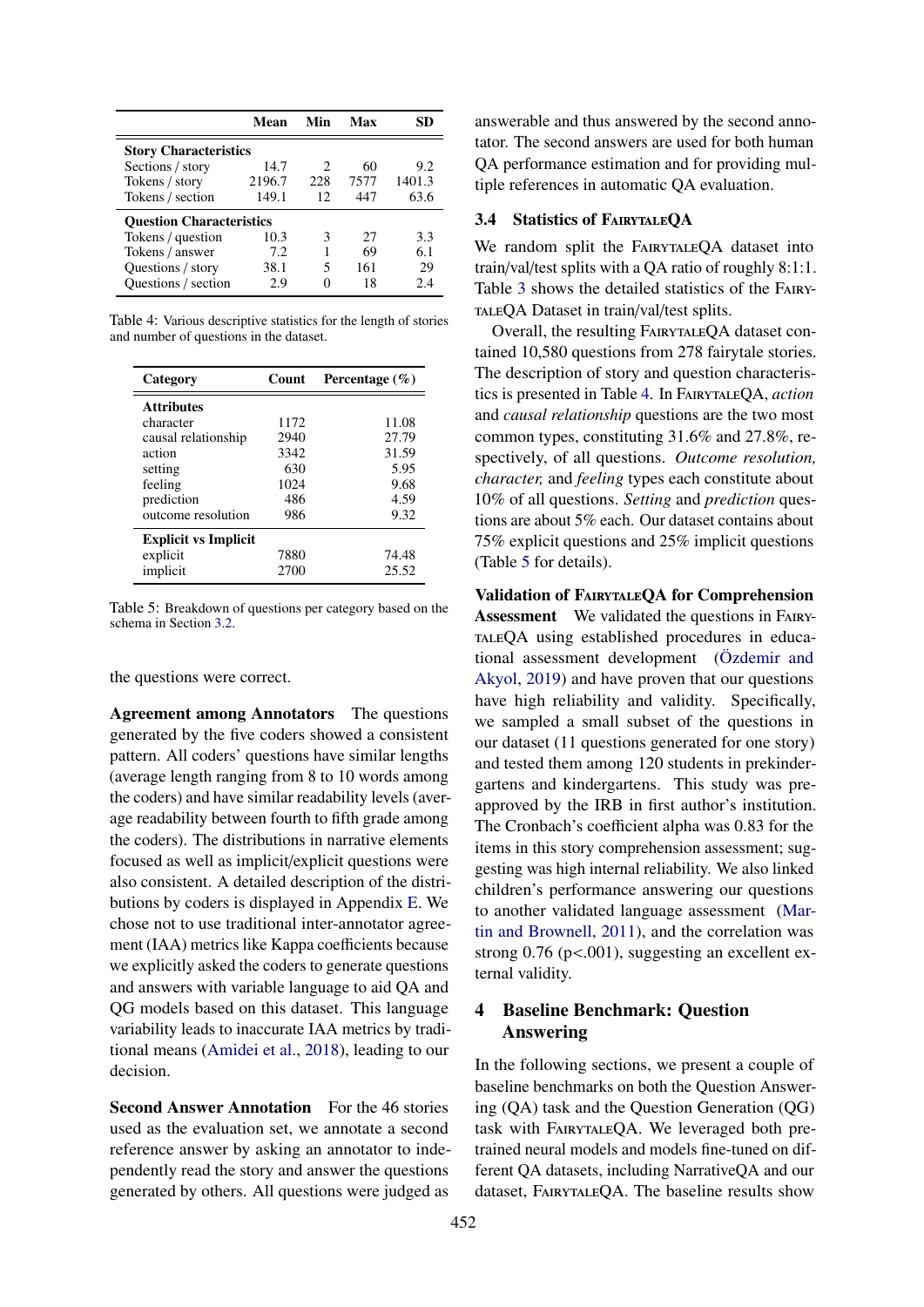| | Mean | Min | Max | SD |
|---|---|---|---|---|
| **Story Characteristics** | | | | |
| Sections / story | 14.7 | 2 | 60 | 9.2 |
| Tokens / story | 2196.7 | 228 | 7577 | 1401.3 |
| Tokens / section | 149.1 | 12 | 447 | 63.6 |
| **Question Characteristics** | | | | |
| Tokens / question | 10.3 | 3 | 27 | 3.3 |
| Tokens / answer | 7.2 | 1 | 69 | 6.1 |
| Questions / story | 38.1 | 5 | 161 | 29 |
| Questions / section | 2.9 | 0 | 18 | 2.4 |

Table 4: Various descriptive statistics for the length of stories and number of questions in the dataset.

| Category | Count | Percentage (%) |
|---|---|---|
| **Attributes** | | |
| character | 1172 | 11.08 |
| causal relationship | 2940 | 27.79 |
| action | 3342 | 31.59 |
| setting | 630 | 5.95 |
| feeling | 1024 | 9.68 |
| prediction | 486 | 4.59 |
| outcome resolution | 986 | 9.32 |
| **Explicit vs Implicit** | | |
| explicit | 7880 | 74.48 |
| implicit | 2700 | 25.52 |

Table 5: Breakdown of questions per category based on the schema in Section 3.2.

the questions were correct.

**Agreement among Annotators** The questions generated by the five coders showed a consistent pattern. All coders' questions have similar lengths (average length ranging from 8 to 10 words among the coders) and have similar readability levels (average readability between fourth to fifth grade among the coders). The distributions in narrative elements focused as well as implicit/explicit questions were also consistent. A detailed description of the distributions by coders is displayed in Appendix E. We chose not to use traditional inter-annotator agreement (IAA) metrics like Kappa coefficients because we explicitly asked the coders to generate questions and answers with variable language to aid QA and QG models based on this dataset. This language variability leads to inaccurate IAA metrics by traditional means (Amidei et al., 2018), leading to our decision.

**Second Answer Annotation** For the 46 stories used as the evaluation set, we annotate a second reference answer by asking an annotator to independently read the story and answer the questions generated by others. All questions were judged as answerable and thus answered by the second annotator. The second answers are used for both human QA performance estimation and for providing multiple references in automatic QA evaluation.

### 3.4 Statistics of FairytaleQA

We random split the FairytaleQA dataset into train/val/test splits with a QA ratio of roughly 8:1:1. Table 3 shows the detailed statistics of the FairytaleQA Dataset in train/val/test splits.

Overall, the resulting FairytaleQA dataset contained 10,580 questions from 278 fairytale stories. The description of story and question characteristics is presented in Table 4. In FairytaleQA, *action* and *causal relationship* questions are the two most common types, constituting 31.6% and 27.8%, respectively, of all questions. *Outcome resolution, character,* and *feeling* types each constitute about 10% of all questions. *Setting* and *prediction* questions are about 5% each. Our dataset contains about 75% explicit questions and 25% implicit questions (Table 5 for details).

**Validation of FairytaleQA for Comprehension Assessment** We validated the questions in FairytaleQA using established procedures in educational assessment development (Özdemir and Akyol, 2019) and have proven that our questions have high reliability and validity. Specifically, we sampled a small subset of the questions in our dataset (11 questions generated for one story) and tested them among 120 students in prekindergartens and kindergartens. This study was pre-approved by the IRB in first author's institution. The Cronbach's coefficient alpha was 0.83 for the items in this story comprehension assessment; suggesting was high internal reliability. We also linked children's performance answering our questions to another validated language assessment (Martin and Brownell, 2011), and the correlation was strong 0.76 ($p<.001$), suggesting an excellent external validity.

## 4 Baseline Benchmark: Question Answering

In the following sections, we present a couple of baseline benchmarks on both the Question Answering (QA) task and the Question Generation (QG) task with FairytaleQA. We leveraged both pre-trained neural models and models fine-tuned on different QA datasets, including NarrativeQA and our dataset, FairytaleQA. The baseline results show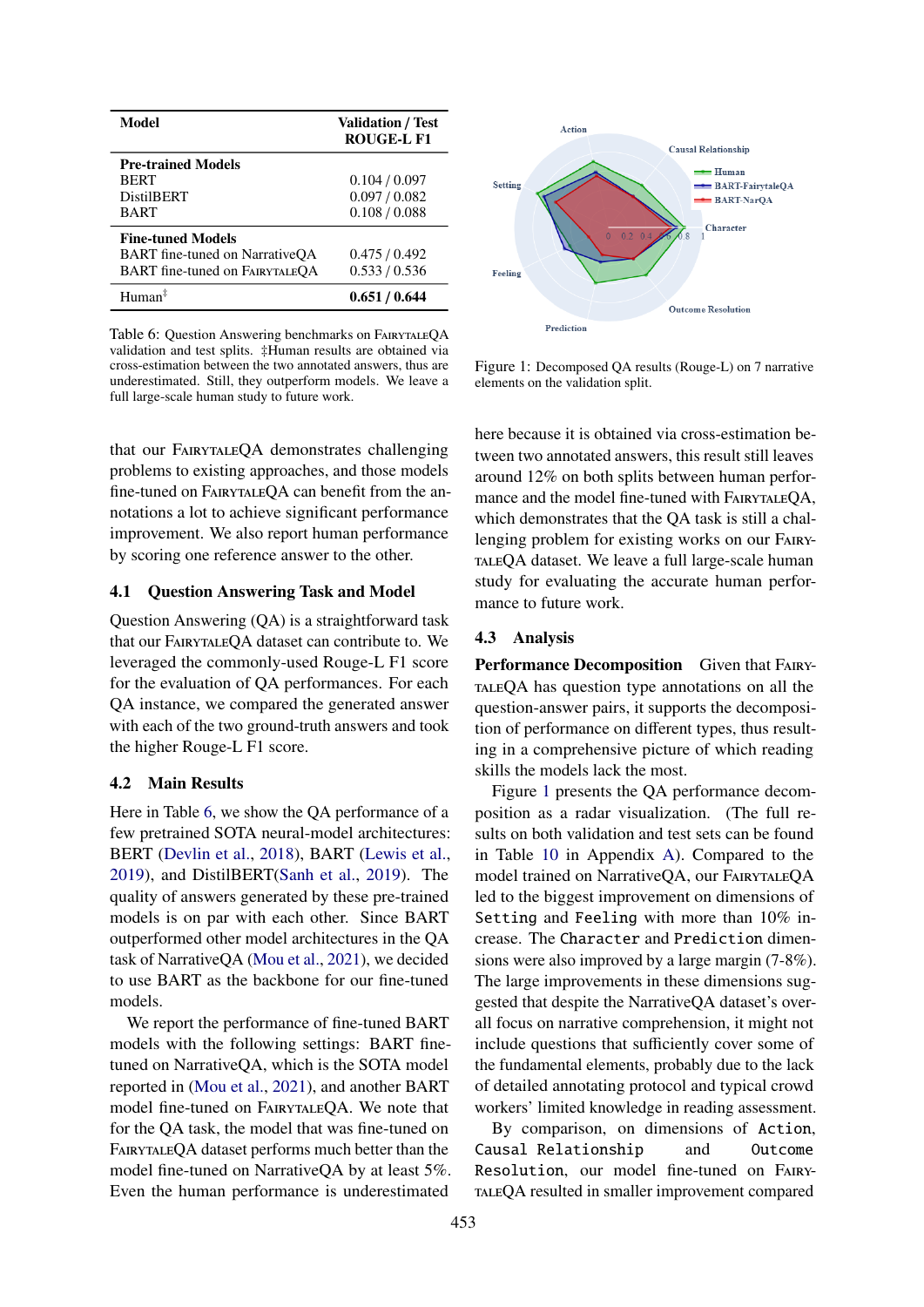| Model | Validation / Test ROUGE-L F1 |
|---|---|
| **Pre-trained Models** | |
| BERT | 0.104 / 0.097 |
| DistilBERT | 0.097 / 0.082 |
| BART | 0.108 / 0.088 |
| **Fine-tuned Models** | |
| BART fine-tuned on NarrativeQA | 0.475 / 0.492 |
| BART fine-tuned on FairytaleQA | 0.533 / 0.536 |
| Human‡ | **0.651 / 0.644** |

Table 6: Question Answering benchmarks on FairytaleQA validation and test splits. ‡Human results are obtained via cross-estimation between the two annotated answers, thus are underestimated. Still, they outperform models. We leave a full large-scale human study to future work.

Figure 1: Decomposed QA results (Rouge-L) on 7 narrative elements on the validation split.

that our FairytaleQA demonstrates challenging problems to existing approaches, and those models fine-tuned on FairytaleQA can benefit from the annotations a lot to achieve significant performance improvement. We also report human performance by scoring one reference answer to the other.

### 4.1 Question Answering Task and Model

Question Answering (QA) is a straightforward task that our FairytaleQA dataset can contribute to. We leveraged the commonly-used Rouge-L F1 score for the evaluation of QA performances. For each QA instance, we compared the generated answer with each of the two ground-truth answers and took the higher Rouge-L F1 score.

### 4.2 Main Results

Here in Table 6, we show the QA performance of a few pretrained SOTA neural-model architectures: BERT (Devlin et al., 2018), BART (Lewis et al., 2019), and DistilBERT(Sanh et al., 2019). The quality of answers generated by these pre-trained models is on par with each other. Since BART outperformed other model architectures in the QA task of NarrativeQA (Mou et al., 2021), we decided to use BART as the backbone for our fine-tuned models.

We report the performance of fine-tuned BART models with the following settings: BART fine-tuned on NarrativeQA, which is the SOTA model reported in (Mou et al., 2021), and another BART model fine-tuned on FairytaleQA. We note that for the QA task, the model that was fine-tuned on FairytaleQA dataset performs much better than the model fine-tuned on NarrativeQA by at least 5%. Even the human performance is underestimated here because it is obtained via cross-estimation between two annotated answers, this result still leaves around 12% on both splits between human performance and the model fine-tuned with FairytaleQA, which demonstrates that the QA task is still a challenging problem for existing works on our FairytaleQA dataset. We leave a full large-scale human study for evaluating the accurate human performance to future work.

### 4.3 Analysis

**Performance Decomposition** Given that FairytaleQA has question type annotations on all the question-answer pairs, it supports the decomposition of performance on different types, thus resulting in a comprehensive picture of which reading skills the models lack the most.

Figure 1 presents the QA performance decomposition as a radar visualization. (The full results on both validation and test sets can be found in Table 10 in Appendix A). Compared to the model trained on NarrativeQA, our FairytaleQA led to the biggest improvement on dimensions of `Setting` and `Feeling` with more than 10% increase. The `Character` and `Prediction` dimensions were also improved by a large margin (7-8%). The large improvements in these dimensions suggested that despite the NarrativeQA dataset's overall focus on narrative comprehension, it might not include questions that sufficiently cover some of the fundamental elements, probably due to the lack of detailed annotating protocol and typical crowd workers' limited knowledge in reading assessment.

By comparison, on dimensions of `Action`, `Causal Relationship` and `Outcome Resolution`, our model fine-tuned on FairytaleQA resulted in smaller improvement compared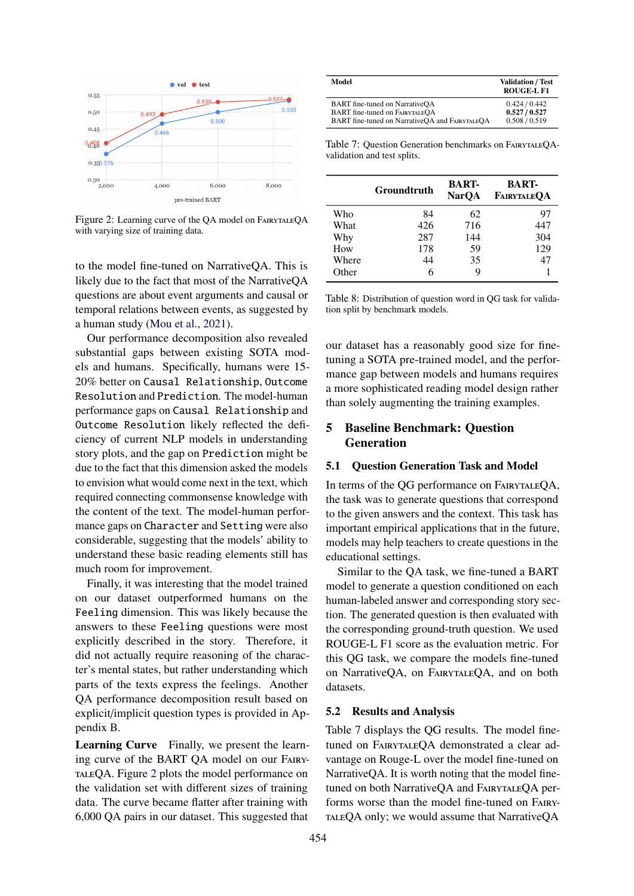Figure 2: Learning curve of the QA model on FairytaleQA with varying size of training data.

to the model fine-tuned on NarrativeQA. This is likely due to the fact that most of the NarrativeQA questions are about event arguments and causal or temporal relations between events, as suggested by a human study (Mou et al., 2021).

Our performance decomposition also revealed substantial gaps between existing SOTA models and humans. Specifically, humans were 15-20% better on `Causal Relationship`, `Outcome Resolution` and `Prediction`. The model-human performance gaps on `Causal Relationship` and `Outcome Resolution` likely reflected the deficiency of current NLP models in understanding story plots, and the gap on `Prediction` might be due to the fact that this dimension asked the models to envision what would come next in the text, which required connecting commonsense knowledge with the content of the text. The model-human performance gaps on `Character` and `Setting` were also considerable, suggesting that the models' ability to understand these basic reading elements still has much room for improvement.

Finally, it was interesting that the model trained on our dataset outperformed humans on the `Feeling` dimension. This was likely because the answers to these `Feeling` questions were most explicitly described in the story. Therefore, it did not actually require reasoning of the character's mental states, but rather understanding which parts of the texts express the feelings. Another QA performance decomposition result based on explicit/implicit question types is provided in Appendix B.

**Learning Curve** Finally, we present the learning curve of the BART QA model on our FairytaleQA. Figure 2 plots the model performance on the validation set with different sizes of training data. The curve became flatter after training with 6,000 QA pairs in our dataset. This suggested that our dataset has a reasonably good size for fine-tuning a SOTA pre-trained model, and the performance gap between models and humans requires a more sophisticated reading model design rather than solely augmenting the training examples.

| Model | Validation / Test ROUGE-L F1 |
|---|---|
| BART fine-tuned on NarrativeQA | 0.424 / 0.442 |
| BART fine-tuned on FairytaleQA | **0.527 / 0.527** |
| BART fine-tuned on NarrativeQA and FairytaleQA | 0.508 / 0.519 |

Table 7: Question Generation benchmarks on FairytaleQA-validation and test splits.

| | Groundtruth | BART-NarQA | BART-FairytaleQA |
|---|---|---|---|
| Who | 84 | 62 | 97 |
| What | 426 | 716 | 447 |
| Why | 287 | 144 | 304 |
| How | 178 | 59 | 129 |
| Where | 44 | 35 | 47 |
| Other | 6 | 9 | 1 |

Table 8: Distribution of question word in QG task for validation split by benchmark models.

## 5 Baseline Benchmark: Question Generation

### 5.1 Question Generation Task and Model

In terms of the QG performance on FairytaleQA, the task was to generate questions that correspond to the given answers and the context. This task has important empirical applications that in the future, models may help teachers to create questions in the educational settings.

Similar to the QA task, we fine-tuned a BART model to generate a question conditioned on each human-labeled answer and corresponding story section. The generated question is then evaluated with the corresponding ground-truth question. We used ROUGE-L F1 score as the evaluation metric. For this QG task, we compare the models fine-tuned on NarrativeQA, on FairytaleQA, and on both datasets.

### 5.2 Results and Analysis

Table 7 displays the QG results. The model fine-tuned on FairytaleQA demonstrated a clear advantage on Rouge-L over the model fine-tuned on NarrativeQA. It is worth noting that the model fine-tuned on both NarrativeQA and FairytaleQA performs worse than the model fine-tuned on FairytaleQA only; we would assume that NarrativeQA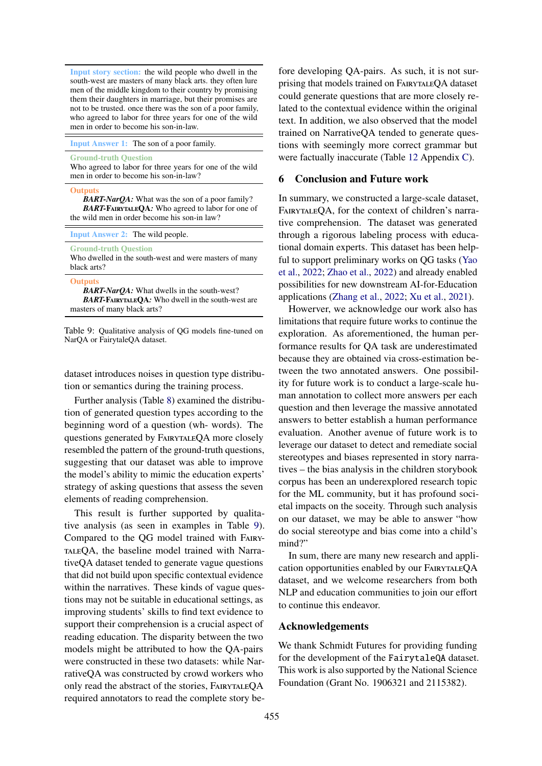| |
|---|
| **Input story section:** the wild people who dwell in the south-west are masters of many black arts. they often lure men of the middle kingdom to their country by promising them their daughters in marriage, but their promises are not to be trusted. once there was the son of a poor family, who agreed to labor for three years for one of the wild men in order to become his son-in-law. |
| **Input Answer 1:** The son of a poor family. |
| **Ground-truth Question**<br>Who agreed to labor for three years for one of the wild men in order to become his son-in-law? |
| **Outputs**<br>***BART-NarQA:*** What was the son of a poor family?<br>***BART-FairytaleQA:*** Who agreed to labor for one of the wild men in order become his son-in law? |
| **Input Answer 2:** The wild people. |
| **Ground-truth Question**<br>Who dwelled in the south-west and were masters of many black arts? |
| **Outputs**<br>***BART-NarQA:*** What dwells in the south-west?<br>***BART-FairytaleQA:*** Who dwell in the south-west are masters of many black arts? |

Table 9: Qualitative analysis of QG models fine-tuned on NarQA or FairytaleQA dataset.

dataset introduces noises in question type distribution or semantics during the training process.

Further analysis (Table 8) examined the distribution of generated question types according to the beginning word of a question (wh- words). The questions generated by FairytaleQA more closely resembled the pattern of the ground-truth questions, suggesting that our dataset was able to improve the model's ability to mimic the education experts' strategy of asking questions that assess the seven elements of reading comprehension.

This result is further supported by qualitative analysis (as seen in examples in Table 9). Compared to the QG model trained with FairytaleQA, the baseline model trained with NarrativeQA dataset tended to generate vague questions that did not build upon specific contextual evidence within the narratives. These kinds of vague questions may not be suitable in educational settings, as improving students' skills to find text evidence to support their comprehension is a crucial aspect of reading education. The disparity between the two models might be attributed to how the QA-pairs were constructed in these two datasets: while NarrativeQA was constructed by crowd workers who only read the abstract of the stories, FairytaleQA required annotators to read the complete story before developing QA-pairs. As such, it is not surprising that models trained on FairytaleQA dataset could generate questions that are more closely related to the contextual evidence within the original text. In addition, we also observed that the model trained on NarrativeQA tended to generate questions with seemingly more correct grammar but were factually inaccurate (Table 12 Appendix C).

## 6 Conclusion and Future work

In summary, we constructed a large-scale dataset, FairytaleQA, for the context of children's narrative comprehension. The dataset was generated through a rigorous labeling process with educational domain experts. This dataset has been helpful to support preliminary works on QG tasks (Yao et al., 2022; Zhao et al., 2022) and already enabled possibilities for new downstream AI-for-Education applications (Zhang et al., 2022; Xu et al., 2021).

Howerver, we acknowledge our work also has limitations that require future works to continue the exploration. As aforementioned, the human performance results for QA task are underestimated because they are obtained via cross-estimation between the two annotated answers. One possibility for future work is to conduct a large-scale human annotation to collect more answers per each question and then leverage the massive annotated answers to better establish a human performance evaluation. Another avenue of future work is to leverage our dataset to detect and remediate social stereotypes and biases represented in story narratives – the bias analysis in the children storybook corpus has been an underexplored research topic for the ML community, but it has profound societal impacts on the soceity. Through such analysis on our dataset, we may be able to answer "how do social stereotype and bias come into a child's mind?"

In sum, there are many new research and application opportunities enabled by our FairytaleQA dataset, and we welcome researchers from both NLP and education communities to join our effort to continue this endeavor.

## Acknowledgements

We thank Schmidt Futures for providing funding for the development of the `FairytaleQA` dataset. This work is also supported by the National Science Foundation (Grant No. 1906321 and 2115382).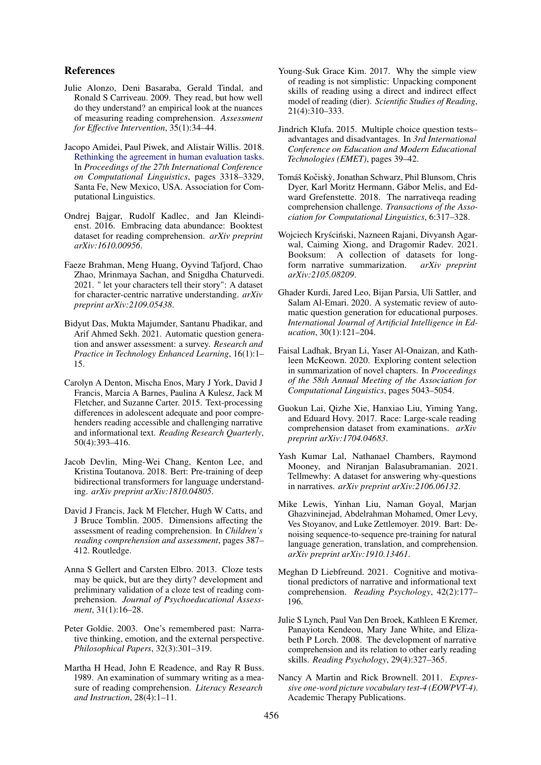## References

Julie Alonzo, Deni Basaraba, Gerald Tindal, and Ronald S Carriveau. 2009. They read, but how well do they understand? an empirical look at the nuances of measuring reading comprehension. *Assessment for Effective Intervention*, 35(1):34–44.

Jacopo Amidei, Paul Piwek, and Alistair Willis. 2018. Rethinking the agreement in human evaluation tasks. In *Proceedings of the 27th International Conference on Computational Linguistics*, pages 3318–3329, Santa Fe, New Mexico, USA. Association for Computational Linguistics.

Ondrej Bajgar, Rudolf Kadlec, and Jan Kleindienst. 2016. Embracing data abundance: Booktest dataset for reading comprehension. *arXiv preprint arXiv:1610.00956*.

Faeze Brahman, Meng Huang, Oyvind Tafjord, Chao Zhao, Mrinmaya Sachan, and Snigdha Chaturvedi. 2021. " let your characters tell their story": A dataset for character-centric narrative understanding. *arXiv preprint arXiv:2109.05438*.

Bidyut Das, Mukta Majumder, Santanu Phadikar, and Arif Ahmed Sekh. 2021. Automatic question generation and answer assessment: a survey. *Research and Practice in Technology Enhanced Learning*, 16(1):1–15.

Carolyn A Denton, Mischa Enos, Mary J York, David J Francis, Marcia A Barnes, Paulina A Kulesz, Jack M Fletcher, and Suzanne Carter. 2015. Text-processing differences in adolescent adequate and poor comprehenders reading accessible and challenging narrative and informational text. *Reading Research Quarterly*, 50(4):393–416.

Jacob Devlin, Ming-Wei Chang, Kenton Lee, and Kristina Toutanova. 2018. Bert: Pre-training of deep bidirectional transformers for language understanding. *arXiv preprint arXiv:1810.04805*.

David J Francis, Jack M Fletcher, Hugh W Catts, and J Bruce Tomblin. 2005. Dimensions affecting the assessment of reading comprehension. In *Children's reading comprehension and assessment*, pages 387–412. Routledge.

Anna S Gellert and Carsten Elbro. 2013. Cloze tests may be quick, but are they dirty? development and preliminary validation of a cloze test of reading comprehension. *Journal of Psychoeducational Assessment*, 31(1):16–28.

Peter Goldie. 2003. One's remembered past: Narrative thinking, emotion, and the external perspective. *Philosophical Papers*, 32(3):301–319.

Martha H Head, John E Readence, and Ray R Buss. 1989. An examination of summary writing as a measure of reading comprehension. *Literacy Research and Instruction*, 28(4):1–11.

Young-Suk Grace Kim. 2017. Why the simple view of reading is not simplistic: Unpacking component skills of reading using a direct and indirect effect model of reading (dier). *Scientific Studies of Reading*, 21(4):310–333.

Jindrich Klufa. 2015. Multiple choice question tests–advantages and disadvantages. In *3rd International Conference on Education and Modern Educational Technologies (EMET)*, pages 39–42.

Tomáš Kočiskỳ, Jonathan Schwarz, Phil Blunsom, Chris Dyer, Karl Moritz Hermann, Gábor Melis, and Edward Grefenstette. 2018. The narrativeqa reading comprehension challenge. *Transactions of the Association for Computational Linguistics*, 6:317–328.

Wojciech Kryściński, Nazneen Rajani, Divyansh Agarwal, Caiming Xiong, and Dragomir Radev. 2021. Booksum: A collection of datasets for long-form narrative summarization. *arXiv preprint arXiv:2105.08209*.

Ghader Kurdi, Jared Leo, Bijan Parsia, Uli Sattler, and Salam Al-Emari. 2020. A systematic review of automatic question generation for educational purposes. *International Journal of Artificial Intelligence in Education*, 30(1):121–204.

Faisal Ladhak, Bryan Li, Yaser Al-Onaizan, and Kathleen McKeown. 2020. Exploring content selection in summarization of novel chapters. In *Proceedings of the 58th Annual Meeting of the Association for Computational Linguistics*, pages 5043–5054.

Guokun Lai, Qizhe Xie, Hanxiao Liu, Yiming Yang, and Eduard Hovy. 2017. Race: Large-scale reading comprehension dataset from examinations. *arXiv preprint arXiv:1704.04683*.

Yash Kumar Lal, Nathanael Chambers, Raymond Mooney, and Niranjan Balasubramanian. 2021. Tellmewhy: A dataset for answering why-questions in narratives. *arXiv preprint arXiv:2106.06132*.

Mike Lewis, Yinhan Liu, Naman Goyal, Marjan Ghazvininejad, Abdelrahman Mohamed, Omer Levy, Ves Stoyanov, and Luke Zettlemoyer. 2019. Bart: Denoising sequence-to-sequence pre-training for natural language generation, translation, and comprehension. *arXiv preprint arXiv:1910.13461*.

Meghan D Liebfreund. 2021. Cognitive and motivational predictors of narrative and informational text comprehension. *Reading Psychology*, 42(2):177–196.

Julie S Lynch, Paul Van Den Broek, Kathleen E Kremer, Panayiota Kendeou, Mary Jane White, and Elizabeth P Lorch. 2008. The development of narrative comprehension and its relation to other early reading skills. *Reading Psychology*, 29(4):327–365.

Nancy A Martin and Rick Brownell. 2011. *Expressive one-word picture vocabulary test-4 (EOWPVT-4)*. Academic Therapy Publications.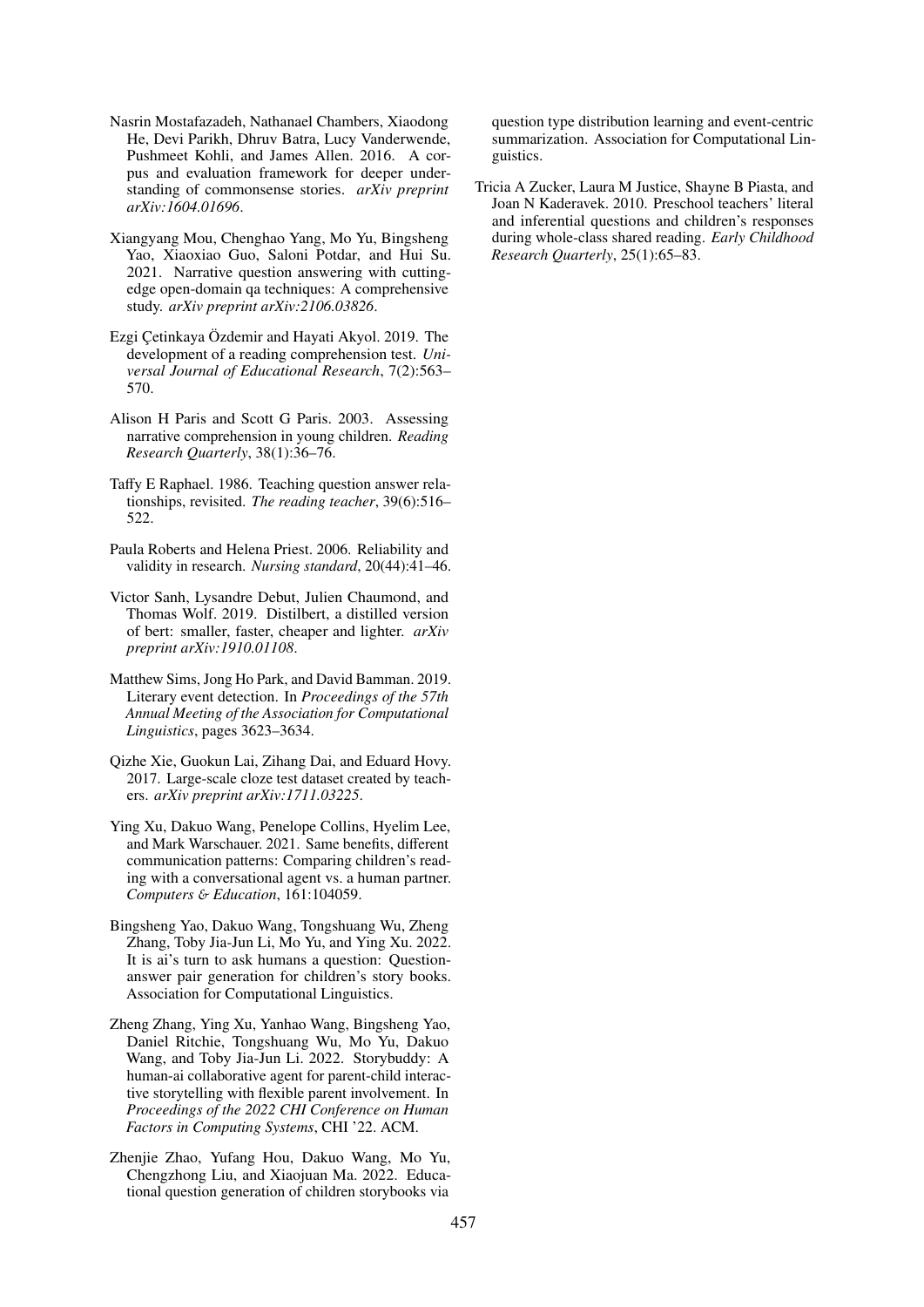Nasrin Mostafazadeh, Nathanael Chambers, Xiaodong He, Devi Parikh, Dhruv Batra, Lucy Vanderwende, Pushmeet Kohli, and James Allen. 2016. A corpus and evaluation framework for deeper understanding of commonsense stories. *arXiv preprint arXiv:1604.01696*.

Xiangyang Mou, Chenghao Yang, Mo Yu, Bingsheng Yao, Xiaoxiao Guo, Saloni Potdar, and Hui Su. 2021. Narrative question answering with cutting-edge open-domain qa techniques: A comprehensive study. *arXiv preprint arXiv:2106.03826*.

Ezgi Çetinkaya Özdemir and Hayati Akyol. 2019. The development of a reading comprehension test. *Universal Journal of Educational Research*, 7(2):563–570.

Alison H Paris and Scott G Paris. 2003. Assessing narrative comprehension in young children. *Reading Research Quarterly*, 38(1):36–76.

Taffy E Raphael. 1986. Teaching question answer relationships, revisited. *The reading teacher*, 39(6):516–522.

Paula Roberts and Helena Priest. 2006. Reliability and validity in research. *Nursing standard*, 20(44):41–46.

Victor Sanh, Lysandre Debut, Julien Chaumond, and Thomas Wolf. 2019. Distilbert, a distilled version of bert: smaller, faster, cheaper and lighter. *arXiv preprint arXiv:1910.01108*.

Matthew Sims, Jong Ho Park, and David Bamman. 2019. Literary event detection. In *Proceedings of the 57th Annual Meeting of the Association for Computational Linguistics*, pages 3623–3634.

Qizhe Xie, Guokun Lai, Zihang Dai, and Eduard Hovy. 2017. Large-scale cloze test dataset created by teachers. *arXiv preprint arXiv:1711.03225*.

Ying Xu, Dakuo Wang, Penelope Collins, Hyelim Lee, and Mark Warschauer. 2021. Same benefits, different communication patterns: Comparing children's reading with a conversational agent vs. a human partner. *Computers & Education*, 161:104059.

Bingsheng Yao, Dakuo Wang, Tongshuang Wu, Zheng Zhang, Toby Jia-Jun Li, Mo Yu, and Ying Xu. 2022. It is ai's turn to ask humans a question: Question-answer pair generation for children's story books. Association for Computational Linguistics.

Zheng Zhang, Ying Xu, Yanhao Wang, Bingsheng Yao, Daniel Ritchie, Tongshuang Wu, Mo Yu, Dakuo Wang, and Toby Jia-Jun Li. 2022. Storybuddy: A human-ai collaborative agent for parent-child interactive storytelling with flexible parent involvement. In *Proceedings of the 2022 CHI Conference on Human Factors in Computing Systems*, CHI '22. ACM.

Zhenjie Zhao, Yufang Hou, Dakuo Wang, Mo Yu, Chengzhong Liu, and Xiaojuan Ma. 2022. Educational question generation of children storybooks via question type distribution learning and event-centric summarization. Association for Computational Linguistics.

Tricia A Zucker, Laura M Justice, Shayne B Piasta, and Joan N Kaderavek. 2010. Preschool teachers' literal and inferential questions and children's responses during whole-class shared reading. *Early Childhood Research Quarterly*, 25(1):65–83.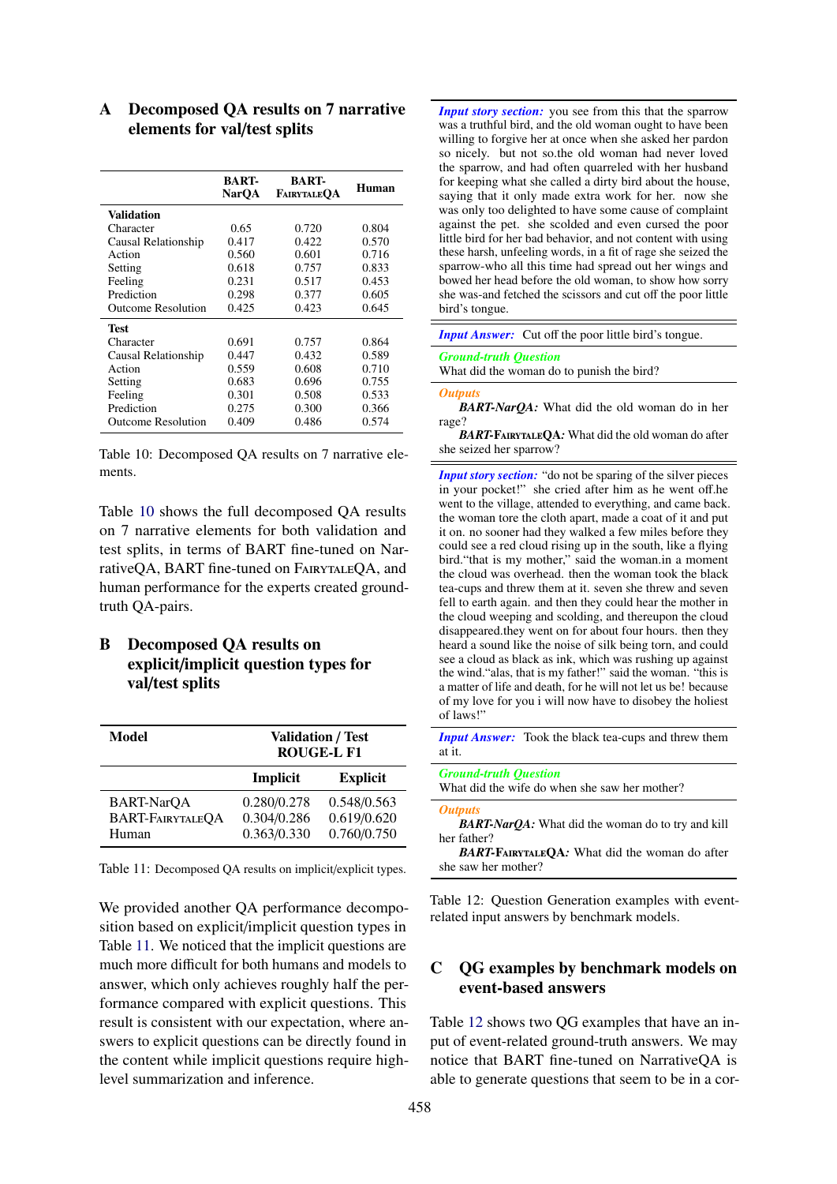## A Decomposed QA results on 7 narrative elements for val/test splits

| | BART-NarQA | BART-FairytaleQA | Human |
|---|---|---|---|
| **Validation** | | | |
| Character | 0.65 | 0.720 | 0.804 |
| Causal Relationship | 0.417 | 0.422 | 0.570 |
| Action | 0.560 | 0.601 | 0.716 |
| Setting | 0.618 | 0.757 | 0.833 |
| Feeling | 0.231 | 0.517 | 0.453 |
| Prediction | 0.298 | 0.377 | 0.605 |
| Outcome Resolution | 0.425 | 0.423 | 0.645 |
| **Test** | | | |
| Character | 0.691 | 0.757 | 0.864 |
| Causal Relationship | 0.447 | 0.432 | 0.589 |
| Action | 0.559 | 0.608 | 0.710 |
| Setting | 0.683 | 0.696 | 0.755 |
| Feeling | 0.301 | 0.508 | 0.533 |
| Prediction | 0.275 | 0.300 | 0.366 |
| Outcome Resolution | 0.409 | 0.486 | 0.574 |

Table 10: Decomposed QA results on 7 narrative elements.

Table 10 shows the full decomposed QA results on 7 narrative elements for both validation and test splits, in terms of BART fine-tuned on NarrativeQA, BART fine-tuned on FairytaleQA, and human performance for the experts created ground-truth QA-pairs.

## B Decomposed QA results on explicit/implicit question types for val/test splits

| Model | Validation / Test ROUGE-L F1 | |
|---|---|---|
| | Implicit | Explicit |
| BART-NarQA | 0.280/0.278 | 0.548/0.563 |
| BART-FairytaleQA | 0.304/0.286 | 0.619/0.620 |
| Human | 0.363/0.330 | 0.760/0.750 |

Table 11: Decomposed QA results on implicit/explicit types.

We provided another QA performance decomposition based on explicit/implicit question types in Table 11. We noticed that the implicit questions are much more difficult for both humans and models to answer, which only achieves roughly half the performance compared with explicit questions. This result is consistent with our expectation, where answers to explicit questions can be directly found in the content while implicit questions require high-level summarization and inference.

*Input story section:* you see from this that the sparrow was a truthful bird, and the old woman ought to have been willing to forgive her at once when she asked her pardon so nicely. but not so.the old woman had never loved the sparrow, and had often quarreled with her husband for keeping what she called a dirty bird about the house, saying that it only made extra work for her. now she was only too delighted to have some cause of complaint against the pet. she scolded and even cursed the poor little bird for her bad behavior, and not content with using these harsh, unfeeling words, in a fit of rage she seized the sparrow-who all this time had spread out her wings and bowed her head before the old woman, to show how sorry she was-and fetched the scissors and cut off the poor little bird's tongue.

*Input Answer:* Cut off the poor little bird's tongue.

*Ground-truth Question*
What did the woman do to punish the bird?

*Outputs*
***BART-NarQA:*** What did the old woman do in her rage?
***BART-FairytaleQA:*** What did the old woman do after she seized her sparrow?

*Input story section:* "do not be sparing of the silver pieces in your pocket!" she cried after him as he went off.he went to the village, attended to everything, and came back. the woman tore the cloth apart, made a coat of it and put it on. no sooner had they walked a few miles before they could see a red cloud rising up in the south, like a flying bird."that is my mother," said the woman.in a moment the cloud was overhead. then the woman took the black tea-cups and threw them at it. seven she threw and seven fell to earth again. and then they could hear the mother in the cloud weeping and scolding, and thereupon the cloud disappeared.they went on for about four hours. then they heard a sound like the noise of silk being torn, and could see a cloud as black as ink, which was rushing up against the wind."alas, that is my father!" said the woman. "this is a matter of life and death, for he will not let us be! because of my love for you i will now have to disobey the holiest of laws!"

*Input Answer:* Took the black tea-cups and threw them at it.

*Ground-truth Question*
What did the wife do when she saw her mother?

*Outputs*
***BART-NarQA:*** What did the woman do to try and kill her father?
***BART-FairytaleQA:*** What did the woman do after she saw her mother?

Table 12: Question Generation examples with event-related input answers by benchmark models.

## C QG examples by benchmark models on event-based answers

Table 12 shows two QG examples that have an input of event-related ground-truth answers. We may notice that BART fine-tuned on NarrativeQA is able to generate questions that seem to be in a cor-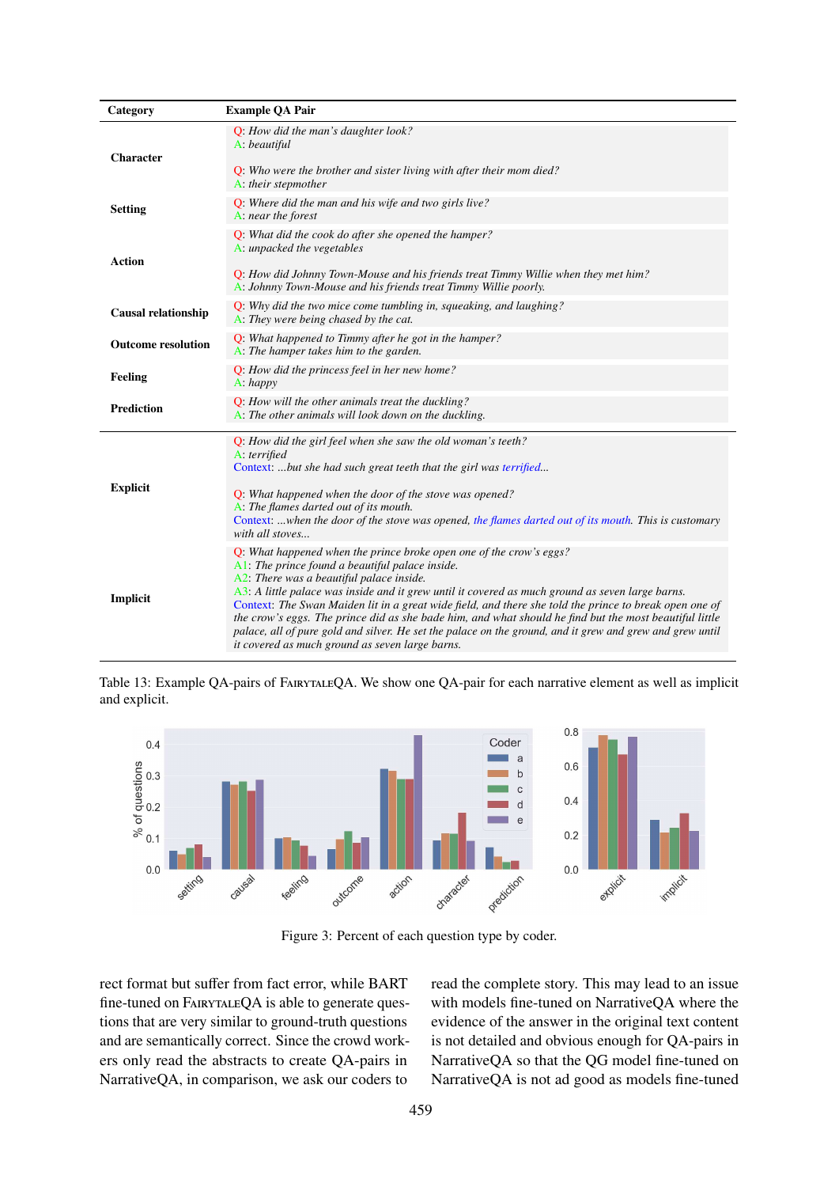| Category | Example QA Pair |
|---|---|
| Character | Q: *How did the man's daughter look?*<br>A: *beautiful*<br><br>Q: *Who were the brother and sister living with after their mom died?*<br>A: *their stepmother* |
| Setting | Q: *Where did the man and his wife and two girls live?*<br>A: *near the forest* |
| Action | Q: *What did the cook do after she opened the hamper?*<br>A: *unpacked the vegetables*<br><br>Q: *How did Johnny Town-Mouse and his friends treat Timmy Willie when they met him?*<br>A: *Johnny Town-Mouse and his friends treat Timmy Willie poorly.* |
| Causal relationship | Q: *Why did the two mice come tumbling in, squeaking, and laughing?*<br>A: *They were being chased by the cat.* |
| Outcome resolution | Q: *What happened to Timmy after he got in the hamper?*<br>A: *The hamper takes him to the garden.* |
| Feeling | Q: *How did the princess feel in her new home?*<br>A: *happy* |
| Prediction | Q: *How will the other animals treat the duckling?*<br>A: *The other animals will look down on the duckling.* |
| Explicit | Q: *How did the girl feel when she saw the old woman's teeth?*<br>A: *terrified*<br>Context: *...but she had such great teeth that the girl was terrified...*<br><br>Q: *What happened when the door of the stove was opened?*<br>A: *The flames darted out of its mouth.*<br>Context: *...when the door of the stove was opened, the flames darted out of its mouth. This is customary with all stoves...* |
| Implicit | Q: *What happened when the prince broke open one of the crow's eggs?*<br>A1: *The prince found a beautiful palace inside.*<br>A2: *There was a beautiful palace inside.*<br>A3: *A little palace was inside and it grew until it covered as much ground as seven large barns.*<br>Context: *The Swan Maiden lit in a great wide field, and there she told the prince to break open one of the crow's eggs. The prince did as she bade him, and what should he find but the most beautiful little palace, all of pure gold and silver. He set the palace on the ground, and it grew and grew and grew until it covered as much ground as seven large barns.* |

Table 13: Example QA-pairs of FairytaleQA. We show one QA-pair for each narrative element as well as implicit and explicit.

Figure 3: Percent of each question type by coder.

rect format but suffer from fact error, while BART fine-tuned on FairytaleQA is able to generate questions that are very similar to ground-truth questions and are semantically correct. Since the crowd workers only read the abstracts to create QA-pairs in NarrativeQA, in comparison, we ask our coders to read the complete story. This may lead to an issue with models fine-tuned on NarrativeQA where the evidence of the answer in the original text content is not detailed and obvious enough for QA-pairs in NarrativeQA so that the QG model fine-tuned on NarrativeQA is not ad good as models fine-tuned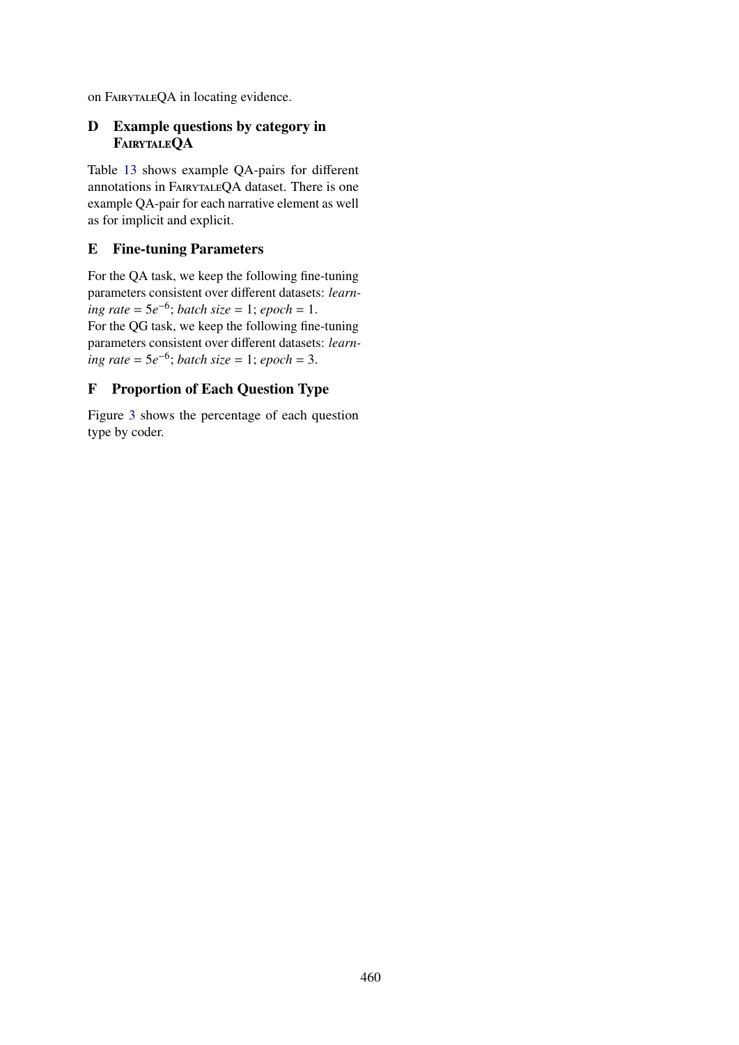on FairytaleQA in locating evidence.

## D Example questions by category in FairytaleQA

Table 13 shows example QA-pairs for different annotations in FairytaleQA dataset. There is one example QA-pair for each narrative element as well as for implicit and explicit.

## E Fine-tuning Parameters

For the QA task, we keep the following fine-tuning parameters consistent over different datasets: *learning rate* = $5e^{-6}$; *batch size* = 1; *epoch* = 1.
For the QG task, we keep the following fine-tuning parameters consistent over different datasets: *learning rate* = $5e^{-6}$; *batch size* = 1; *epoch* = 3.

## F Proportion of Each Question Type

Figure 3 shows the percentage of each question type by coder.